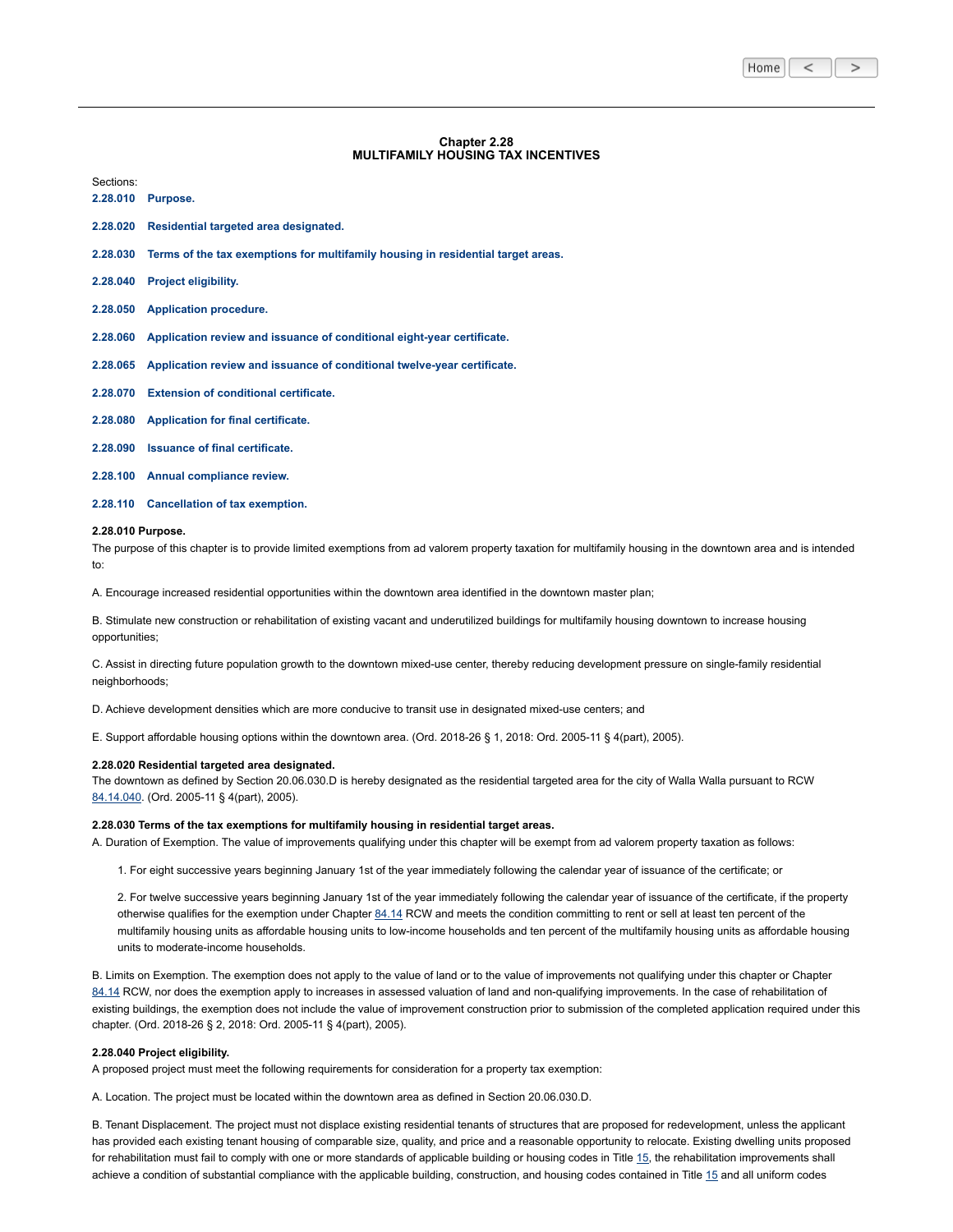# Chapter 2.28
# MULTIFAMILY HOUSING TAX INCENTIVES

Sections:

**2.28.010 Purpose.**

**2.28.020 Residential targeted area designated.**

**2.28.030 Terms of the tax exemptions for multifamily housing in residential target areas.**

**2.28.040 Project eligibility.**

**2.28.050 Application procedure.**

**2.28.060 Application review and issuance of conditional eight-year certificate.**

**2.28.065 Application review and issuance of conditional twelve-year certificate.**

**2.28.070 Extension of conditional certificate.**

**2.28.080 Application for final certificate.**

**2.28.090 Issuance of final certificate.**

**2.28.100 Annual compliance review.**

**2.28.110 Cancellation of tax exemption.**

**2.28.010 Purpose.**

The purpose of this chapter is to provide limited exemptions from ad valorem property taxation for multifamily housing in the downtown area and is intended to:

A. Encourage increased residential opportunities within the downtown area identified in the downtown master plan;

B. Stimulate new construction or rehabilitation of existing vacant and underutilized buildings for multifamily housing downtown to increase housing opportunities;

C. Assist in directing future population growth to the downtown mixed-use center, thereby reducing development pressure on single-family residential neighborhoods;

D. Achieve development densities which are more conducive to transit use in designated mixed-use centers; and

E. Support affordable housing options within the downtown area. (Ord. 2018-26 § 1, 2018: Ord. 2005-11 § 4(part), 2005).

**2.28.020 Residential targeted area designated.**

The downtown as defined by Section 20.06.030.D is hereby designated as the residential targeted area for the city of Walla Walla pursuant to RCW 84.14.040. (Ord. 2005-11 § 4(part), 2005).

**2.28.030 Terms of the tax exemptions for multifamily housing in residential target areas.**

A. Duration of Exemption. The value of improvements qualifying under this chapter will be exempt from ad valorem property taxation as follows:

1. For eight successive years beginning January 1st of the year immediately following the calendar year of issuance of the certificate; or

2. For twelve successive years beginning January 1st of the year immediately following the calendar year of issuance of the certificate, if the property otherwise qualifies for the exemption under Chapter 84.14 RCW and meets the condition committing to rent or sell at least ten percent of the multifamily housing units as affordable housing units to low-income households and ten percent of the multifamily housing units as affordable housing units to moderate-income households.

B. Limits on Exemption. The exemption does not apply to the value of land or to the value of improvements not qualifying under this chapter or Chapter 84.14 RCW, nor does the exemption apply to increases in assessed valuation of land and non-qualifying improvements. In the case of rehabilitation of existing buildings, the exemption does not include the value of improvement construction prior to submission of the completed application required under this chapter. (Ord. 2018-26 § 2, 2018: Ord. 2005-11 § 4(part), 2005).

**2.28.040 Project eligibility.**

A proposed project must meet the following requirements for consideration for a property tax exemption:

A. Location. The project must be located within the downtown area as defined in Section 20.06.030.D.

B. Tenant Displacement. The project must not displace existing residential tenants of structures that are proposed for redevelopment, unless the applicant has provided each existing tenant housing of comparable size, quality, and price and a reasonable opportunity to relocate. Existing dwelling units proposed for rehabilitation must fail to comply with one or more standards of applicable building or housing codes in Title 15, the rehabilitation improvements shall achieve a condition of substantial compliance with the applicable building, construction, and housing codes contained in Title 15 and all uniform codes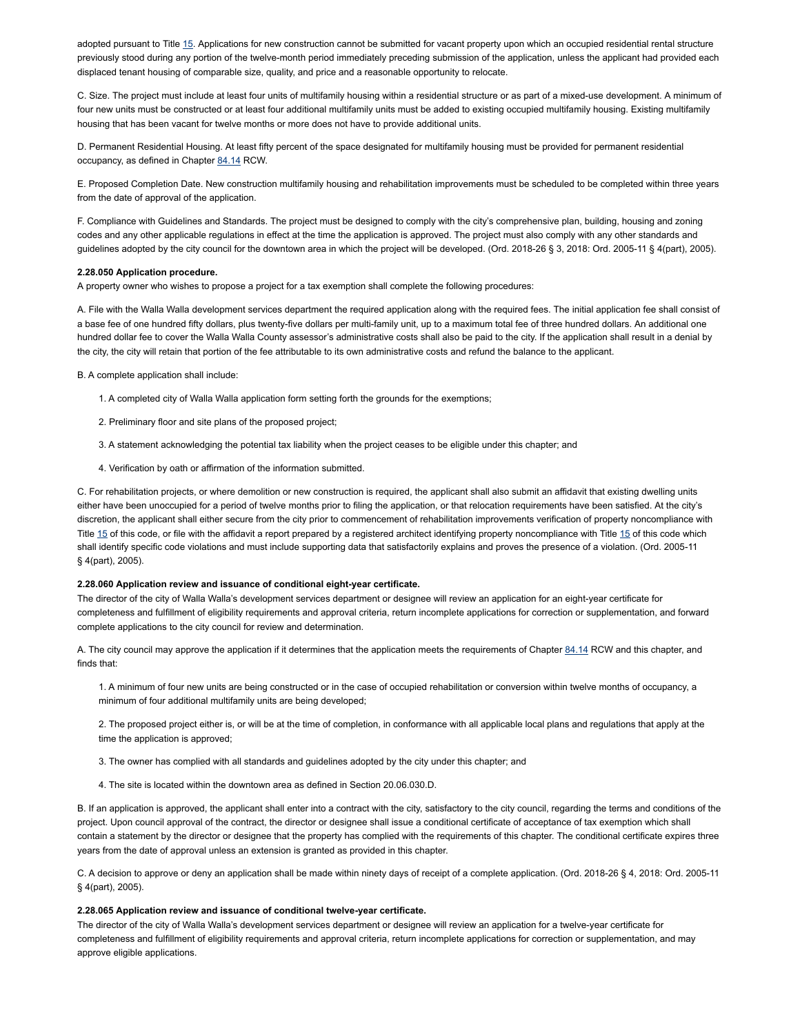adopted pursuant to Title 15. Applications for new construction cannot be submitted for vacant property upon which an occupied residential rental structure previously stood during any portion of the twelve-month period immediately preceding submission of the application, unless the applicant had provided each displaced tenant housing of comparable size, quality, and price and a reasonable opportunity to relocate.

C. Size. The project must include at least four units of multifamily housing within a residential structure or as part of a mixed-use development. A minimum of four new units must be constructed or at least four additional multifamily units must be added to existing occupied multifamily housing. Existing multifamily housing that has been vacant for twelve months or more does not have to provide additional units.

D. Permanent Residential Housing. At least fifty percent of the space designated for multifamily housing must be provided for permanent residential occupancy, as defined in Chapter 84.14 RCW.

E. Proposed Completion Date. New construction multifamily housing and rehabilitation improvements must be scheduled to be completed within three years from the date of approval of the application.

F. Compliance with Guidelines and Standards. The project must be designed to comply with the city's comprehensive plan, building, housing and zoning codes and any other applicable regulations in effect at the time the application is approved. The project must also comply with any other standards and guidelines adopted by the city council for the downtown area in which the project will be developed. (Ord. 2018-26 § 3, 2018: Ord. 2005-11 § 4(part), 2005).

**2.28.050 Application procedure.**

A property owner who wishes to propose a project for a tax exemption shall complete the following procedures:

A. File with the Walla Walla development services department the required application along with the required fees. The initial application fee shall consist of a base fee of one hundred fifty dollars, plus twenty-five dollars per multi-family unit, up to a maximum total fee of three hundred dollars. An additional one hundred dollar fee to cover the Walla Walla County assessor's administrative costs shall also be paid to the city. If the application shall result in a denial by the city, the city will retain that portion of the fee attributable to its own administrative costs and refund the balance to the applicant.

B. A complete application shall include:

1. A completed city of Walla Walla application form setting forth the grounds for the exemptions;

2. Preliminary floor and site plans of the proposed project;

3. A statement acknowledging the potential tax liability when the project ceases to be eligible under this chapter; and

4. Verification by oath or affirmation of the information submitted.

C. For rehabilitation projects, or where demolition or new construction is required, the applicant shall also submit an affidavit that existing dwelling units either have been unoccupied for a period of twelve months prior to filing the application, or that relocation requirements have been satisfied. At the city's discretion, the applicant shall either secure from the city prior to commencement of rehabilitation improvements verification of property noncompliance with Title 15 of this code, or file with the affidavit a report prepared by a registered architect identifying property noncompliance with Title 15 of this code which shall identify specific code violations and must include supporting data that satisfactorily explains and proves the presence of a violation. (Ord. 2005-11 § 4(part), 2005).

**2.28.060 Application review and issuance of conditional eight-year certificate.**

The director of the city of Walla Walla's development services department or designee will review an application for an eight-year certificate for completeness and fulfillment of eligibility requirements and approval criteria, return incomplete applications for correction or supplementation, and forward complete applications to the city council for review and determination.

A. The city council may approve the application if it determines that the application meets the requirements of Chapter 84.14 RCW and this chapter, and finds that:

1. A minimum of four new units are being constructed or in the case of occupied rehabilitation or conversion within twelve months of occupancy, a minimum of four additional multifamily units are being developed;

2. The proposed project either is, or will be at the time of completion, in conformance with all applicable local plans and regulations that apply at the time the application is approved;

3. The owner has complied with all standards and guidelines adopted by the city under this chapter; and

4. The site is located within the downtown area as defined in Section 20.06.030.D.

B. If an application is approved, the applicant shall enter into a contract with the city, satisfactory to the city council, regarding the terms and conditions of the project. Upon council approval of the contract, the director or designee shall issue a conditional certificate of acceptance of tax exemption which shall contain a statement by the director or designee that the property has complied with the requirements of this chapter. The conditional certificate expires three years from the date of approval unless an extension is granted as provided in this chapter.

C. A decision to approve or deny an application shall be made within ninety days of receipt of a complete application. (Ord. 2018-26 § 4, 2018: Ord. 2005-11 § 4(part), 2005).

**2.28.065 Application review and issuance of conditional twelve-year certificate.**

The director of the city of Walla Walla's development services department or designee will review an application for a twelve-year certificate for completeness and fulfillment of eligibility requirements and approval criteria, return incomplete applications for correction or supplementation, and may approve eligible applications.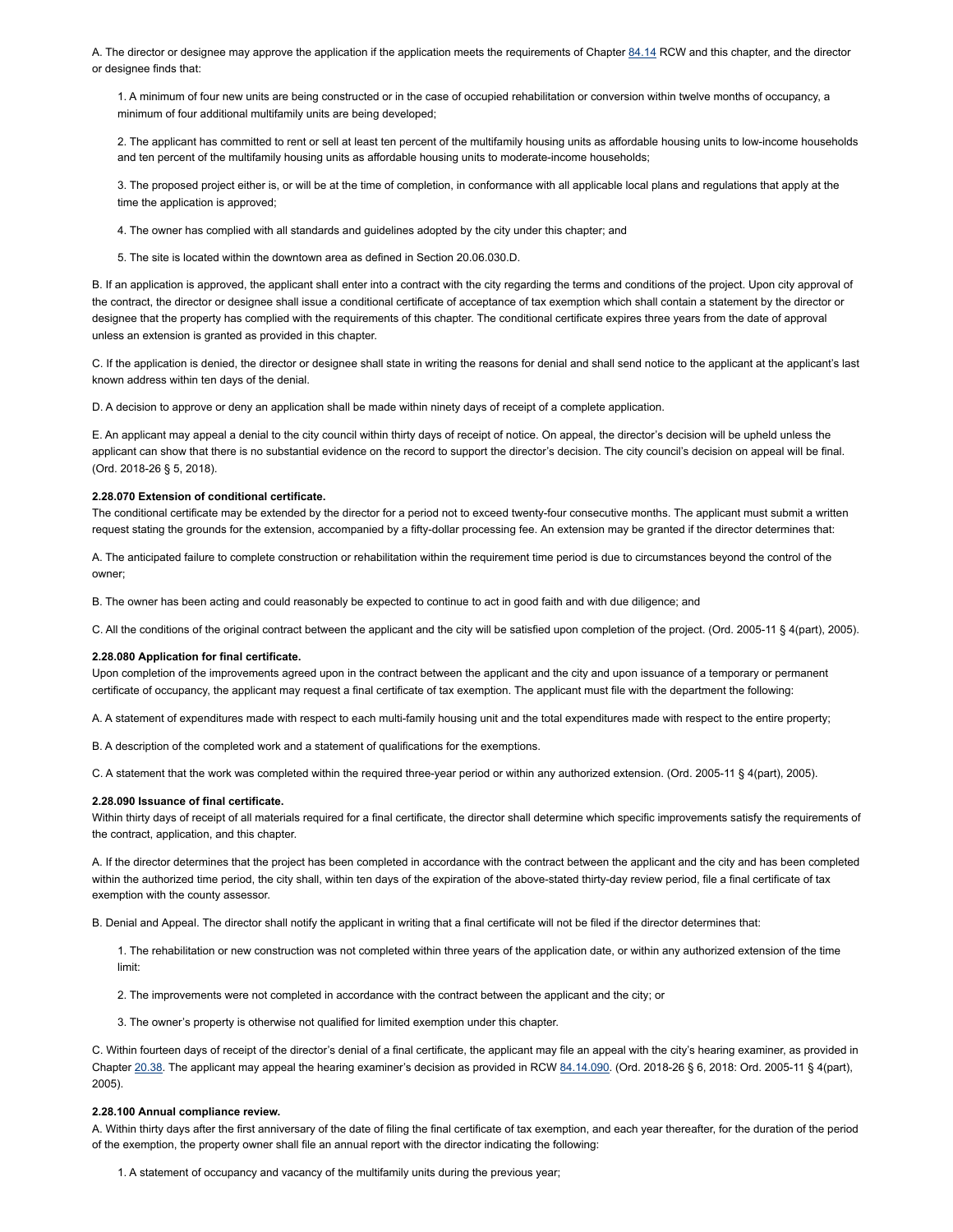A. The director or designee may approve the application if the application meets the requirements of Chapter 84.14 RCW and this chapter, and the director or designee finds that:

1. A minimum of four new units are being constructed or in the case of occupied rehabilitation or conversion within twelve months of occupancy, a minimum of four additional multifamily units are being developed;

2. The applicant has committed to rent or sell at least ten percent of the multifamily housing units as affordable housing units to low-income households and ten percent of the multifamily housing units as affordable housing units to moderate-income households;

3. The proposed project either is, or will be at the time of completion, in conformance with all applicable local plans and regulations that apply at the time the application is approved;

4. The owner has complied with all standards and guidelines adopted by the city under this chapter; and

5. The site is located within the downtown area as defined in Section 20.06.030.D.

B. If an application is approved, the applicant shall enter into a contract with the city regarding the terms and conditions of the project. Upon city approval of the contract, the director or designee shall issue a conditional certificate of acceptance of tax exemption which shall contain a statement by the director or designee that the property has complied with the requirements of this chapter. The conditional certificate expires three years from the date of approval unless an extension is granted as provided in this chapter.

C. If the application is denied, the director or designee shall state in writing the reasons for denial and shall send notice to the applicant at the applicant's last known address within ten days of the denial.

D. A decision to approve or deny an application shall be made within ninety days of receipt of a complete application.

E. An applicant may appeal a denial to the city council within thirty days of receipt of notice. On appeal, the director's decision will be upheld unless the applicant can show that there is no substantial evidence on the record to support the director's decision. The city council's decision on appeal will be final. (Ord. 2018-26 § 5, 2018).

**2.28.070 Extension of conditional certificate.**
The conditional certificate may be extended by the director for a period not to exceed twenty-four consecutive months. The applicant must submit a written request stating the grounds for the extension, accompanied by a fifty-dollar processing fee. An extension may be granted if the director determines that:

A. The anticipated failure to complete construction or rehabilitation within the requirement time period is due to circumstances beyond the control of the owner;

B. The owner has been acting and could reasonably be expected to continue to act in good faith and with due diligence; and

C. All the conditions of the original contract between the applicant and the city will be satisfied upon completion of the project. (Ord. 2005-11 § 4(part), 2005).

**2.28.080 Application for final certificate.**
Upon completion of the improvements agreed upon in the contract between the applicant and the city and upon issuance of a temporary or permanent certificate of occupancy, the applicant may request a final certificate of tax exemption. The applicant must file with the department the following:

A. A statement of expenditures made with respect to each multi-family housing unit and the total expenditures made with respect to the entire property;

B. A description of the completed work and a statement of qualifications for the exemptions.

C. A statement that the work was completed within the required three-year period or within any authorized extension. (Ord. 2005-11 § 4(part), 2005).

**2.28.090 Issuance of final certificate.**
Within thirty days of receipt of all materials required for a final certificate, the director shall determine which specific improvements satisfy the requirements of the contract, application, and this chapter.

A. If the director determines that the project has been completed in accordance with the contract between the applicant and the city and has been completed within the authorized time period, the city shall, within ten days of the expiration of the above-stated thirty-day review period, file a final certificate of tax exemption with the county assessor.

B. Denial and Appeal. The director shall notify the applicant in writing that a final certificate will not be filed if the director determines that:

1. The rehabilitation or new construction was not completed within three years of the application date, or within any authorized extension of the time limit:

2. The improvements were not completed in accordance with the contract between the applicant and the city; or

3. The owner's property is otherwise not qualified for limited exemption under this chapter.

C. Within fourteen days of receipt of the director's denial of a final certificate, the applicant may file an appeal with the city's hearing examiner, as provided in Chapter 20.38. The applicant may appeal the hearing examiner's decision as provided in RCW 84.14.090. (Ord. 2018-26 § 6, 2018: Ord. 2005-11 § 4(part), 2005).

**2.28.100 Annual compliance review.**
A. Within thirty days after the first anniversary of the date of filing the final certificate of tax exemption, and each year thereafter, for the duration of the period of the exemption, the property owner shall file an annual report with the director indicating the following:

1. A statement of occupancy and vacancy of the multifamily units during the previous year;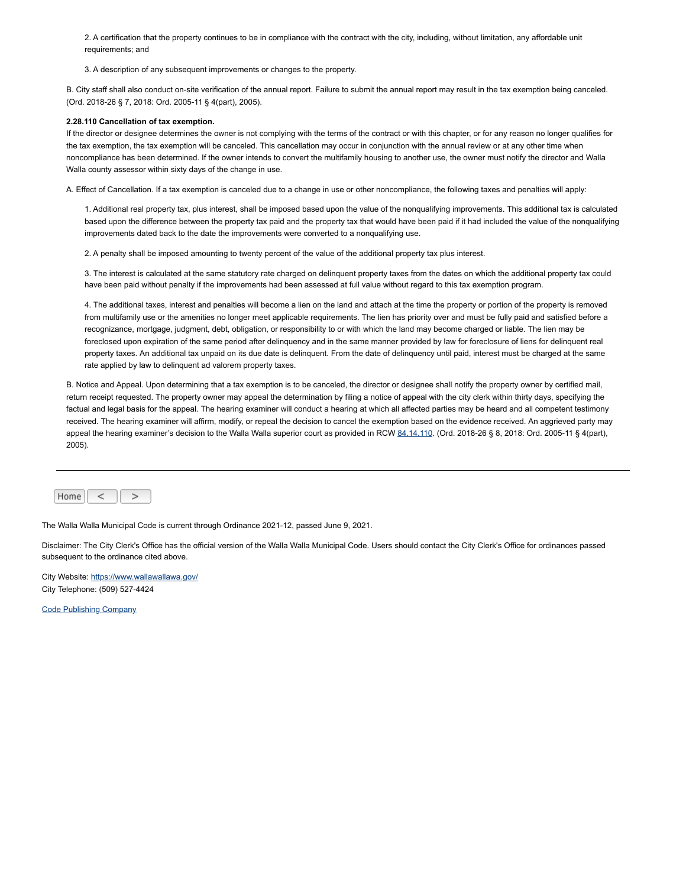2. A certification that the property continues to be in compliance with the contract with the city, including, without limitation, any affordable unit requirements; and

3. A description of any subsequent improvements or changes to the property.

B. City staff shall also conduct on-site verification of the annual report. Failure to submit the annual report may result in the tax exemption being canceled. (Ord. 2018-26 § 7, 2018: Ord. 2005-11 § 4(part), 2005).

**2.28.110 Cancellation of tax exemption.**

If the director or designee determines the owner is not complying with the terms of the contract or with this chapter, or for any reason no longer qualifies for the tax exemption, the tax exemption will be canceled. This cancellation may occur in conjunction with the annual review or at any other time when noncompliance has been determined. If the owner intends to convert the multifamily housing to another use, the owner must notify the director and Walla Walla county assessor within sixty days of the change in use.

A. Effect of Cancellation. If a tax exemption is canceled due to a change in use or other noncompliance, the following taxes and penalties will apply:

1. Additional real property tax, plus interest, shall be imposed based upon the value of the nonqualifying improvements. This additional tax is calculated based upon the difference between the property tax paid and the property tax that would have been paid if it had included the value of the nonqualifying improvements dated back to the date the improvements were converted to a nonqualifying use.

2. A penalty shall be imposed amounting to twenty percent of the value of the additional property tax plus interest.

3. The interest is calculated at the same statutory rate charged on delinquent property taxes from the dates on which the additional property tax could have been paid without penalty if the improvements had been assessed at full value without regard to this tax exemption program.

4. The additional taxes, interest and penalties will become a lien on the land and attach at the time the property or portion of the property is removed from multifamily use or the amenities no longer meet applicable requirements. The lien has priority over and must be fully paid and satisfied before a recognizance, mortgage, judgment, debt, obligation, or responsibility to or with which the land may become charged or liable. The lien may be foreclosed upon expiration of the same period after delinquency and in the same manner provided by law for foreclosure of liens for delinquent real property taxes. An additional tax unpaid on its due date is delinquent. From the date of delinquency until paid, interest must be charged at the same rate applied by law to delinquent ad valorem property taxes.

B. Notice and Appeal. Upon determining that a tax exemption is to be canceled, the director or designee shall notify the property owner by certified mail, return receipt requested. The property owner may appeal the determination by filing a notice of appeal with the city clerk within thirty days, specifying the factual and legal basis for the appeal. The hearing examiner will conduct a hearing at which all affected parties may be heard and all competent testimony received. The hearing examiner will affirm, modify, or repeal the decision to cancel the exemption based on the evidence received. An aggrieved party may appeal the hearing examiner's decision to the Walla Walla superior court as provided in RCW 84.14.110. (Ord. 2018-26 § 8, 2018: Ord. 2005-11 § 4(part), 2005).

---

The Walla Walla Municipal Code is current through Ordinance 2021-12, passed June 9, 2021.

Disclaimer: The City Clerk's Office has the official version of the Walla Walla Municipal Code. Users should contact the City Clerk's Office for ordinances passed subsequent to the ordinance cited above.

City Website: https://www.wallawallawa.gov/
City Telephone: (509) 527-4424

Code Publishing Company